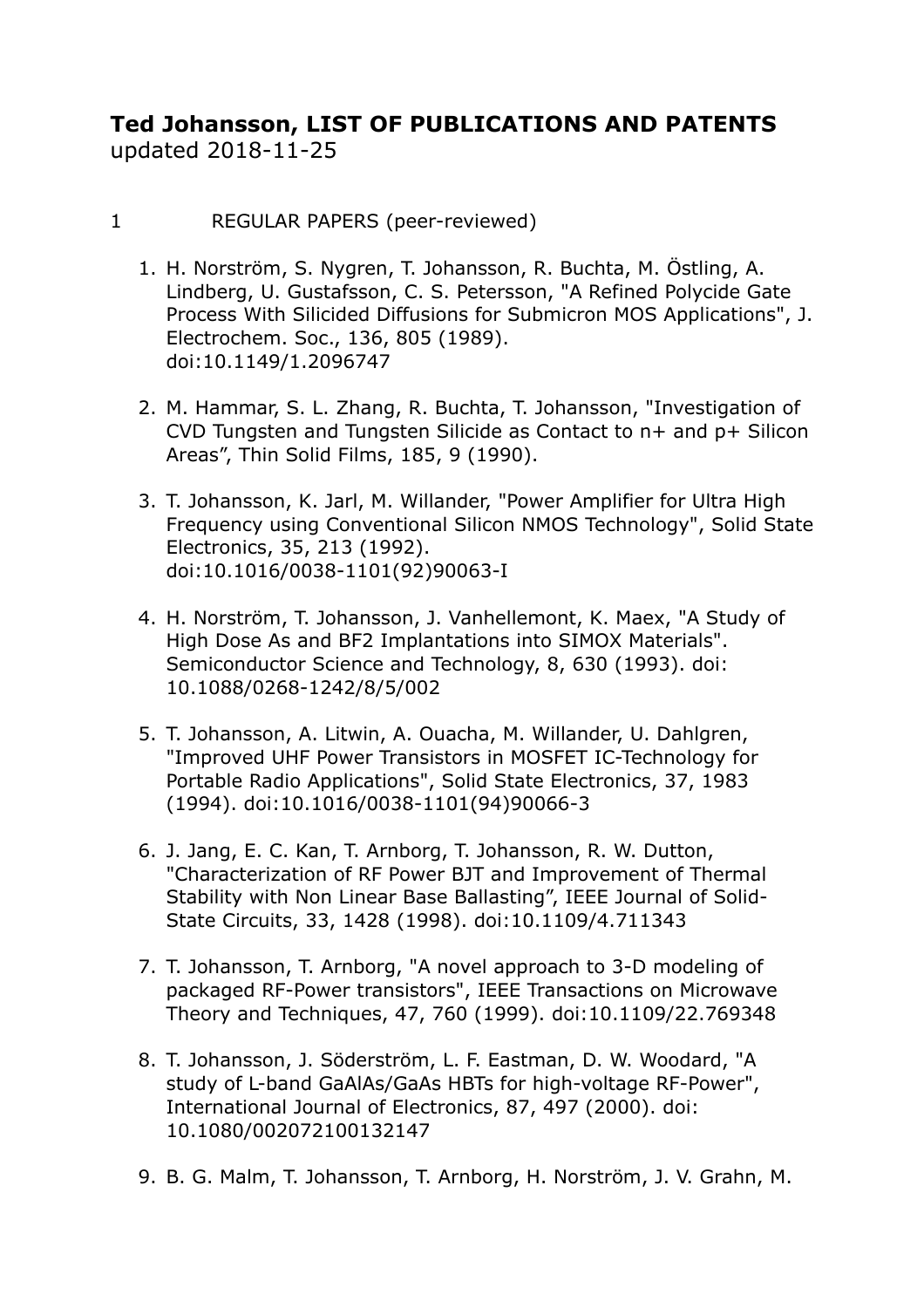**Ted Johansson, LIST OF PUBLICATIONS AND PATENTS**
updated 2018-11-25

# 1 REGULAR PAPERS (peer-reviewed)

1. H. Norström, S. Nygren, T. Johansson, R. Buchta, M. Östling, A. Lindberg, U. Gustafsson, C. S. Petersson, "A Refined Polycide Gate Process With Silicided Diffusions for Submicron MOS Applications", J. Electrochem. Soc., 136, 805 (1989). doi:10.1149/1.2096747

2. M. Hammar, S. L. Zhang, R. Buchta, T. Johansson, "Investigation of CVD Tungsten and Tungsten Silicide as Contact to n+ and p+ Silicon Areas", Thin Solid Films, 185, 9 (1990).

3. T. Johansson, K. Jarl, M. Willander, "Power Amplifier for Ultra High Frequency using Conventional Silicon NMOS Technology", Solid State Electronics, 35, 213 (1992). doi:10.1016/0038-1101(92)90063-I

4. H. Norström, T. Johansson, J. Vanhellemont, K. Maex, "A Study of High Dose As and BF2 Implantations into SIMOX Materials". Semiconductor Science and Technology, 8, 630 (1993). doi: 10.1088/0268-1242/8/5/002

5. T. Johansson, A. Litwin, A. Ouacha, M. Willander, U. Dahlgren, "Improved UHF Power Transistors in MOSFET IC-Technology for Portable Radio Applications", Solid State Electronics, 37, 1983 (1994). doi:10.1016/0038-1101(94)90066-3

6. J. Jang, E. C. Kan, T. Arnborg, T. Johansson, R. W. Dutton, "Characterization of RF Power BJT and Improvement of Thermal Stability with Non Linear Base Ballasting", IEEE Journal of Solid-State Circuits, 33, 1428 (1998). doi:10.1109/4.711343

7. T. Johansson, T. Arnborg, "A novel approach to 3-D modeling of packaged RF-Power transistors", IEEE Transactions on Microwave Theory and Techniques, 47, 760 (1999). doi:10.1109/22.769348

8. T. Johansson, J. Söderström, L. F. Eastman, D. W. Woodard, "A study of L-band GaAlAs/GaAs HBTs for high-voltage RF-Power", International Journal of Electronics, 87, 497 (2000). doi: 10.1080/002072100132147

9. B. G. Malm, T. Johansson, T. Arnborg, H. Norström, J. V. Grahn, M.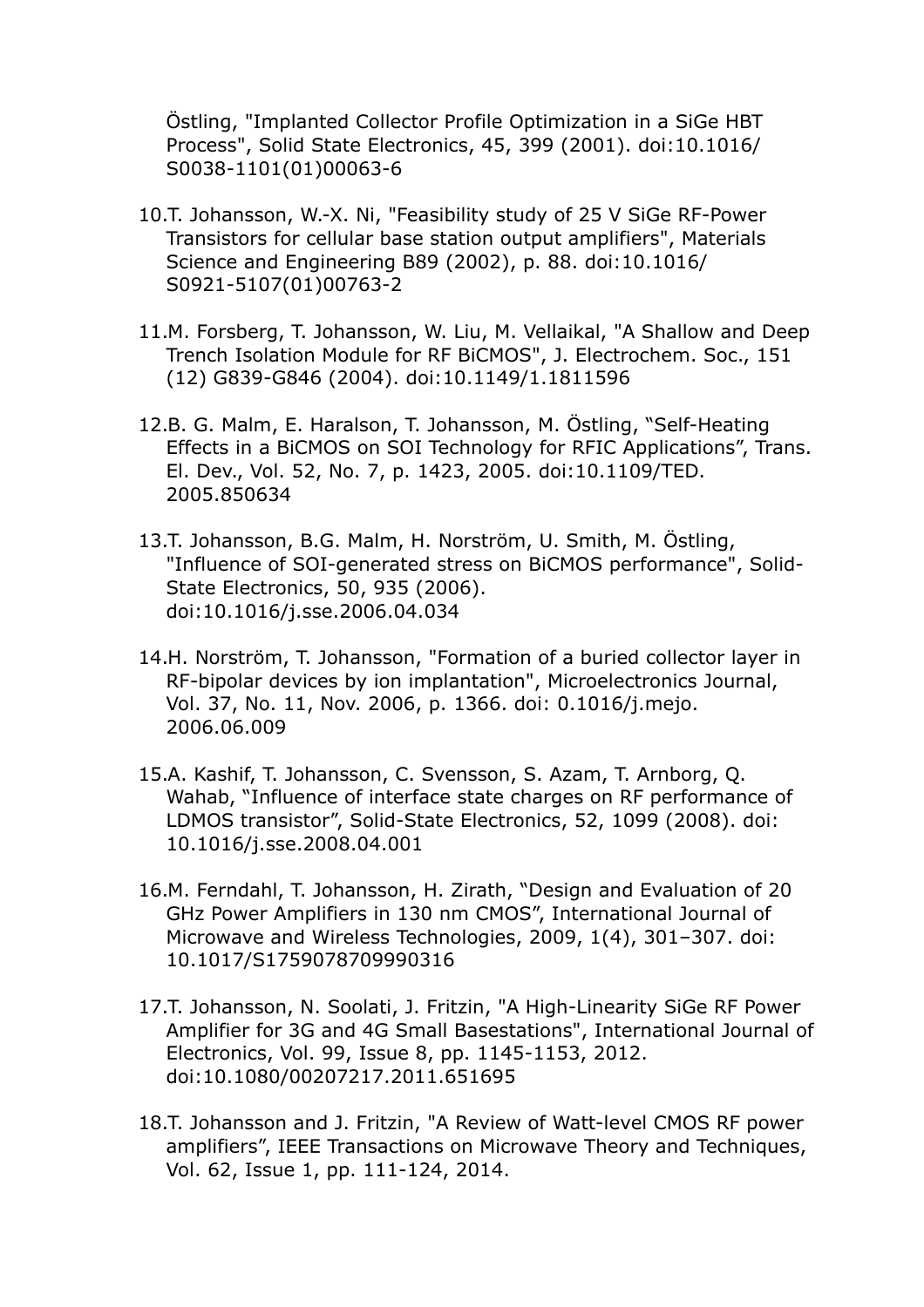Östling, "Implanted Collector Profile Optimization in a SiGe HBT Process", Solid State Electronics, 45, 399 (2001). doi:10.1016/S0038-1101(01)00063-6

10. T. Johansson, W.-X. Ni, "Feasibility study of 25 V SiGe RF-Power Transistors for cellular base station output amplifiers", Materials Science and Engineering B89 (2002), p. 88. doi:10.1016/S0921-5107(01)00763-2

11. M. Forsberg, T. Johansson, W. Liu, M. Vellaikal, "A Shallow and Deep Trench Isolation Module for RF BiCMOS", J. Electrochem. Soc., 151 (12) G839-G846 (2004). doi:10.1149/1.1811596

12. B. G. Malm, E. Haralson, T. Johansson, M. Östling, "Self-Heating Effects in a BiCMOS on SOI Technology for RFIC Applications", Trans. El. Dev., Vol. 52, No. 7, p. 1423, 2005. doi:10.1109/TED.2005.850634

13. T. Johansson, B.G. Malm, H. Norström, U. Smith, M. Östling, "Influence of SOI-generated stress on BiCMOS performance", Solid-State Electronics, 50, 935 (2006). doi:10.1016/j.sse.2006.04.034

14. H. Norström, T. Johansson, "Formation of a buried collector layer in RF-bipolar devices by ion implantation", Microelectronics Journal, Vol. 37, No. 11, Nov. 2006, p. 1366. doi: 0.1016/j.mejo.2006.06.009

15. A. Kashif, T. Johansson, C. Svensson, S. Azam, T. Arnborg, Q. Wahab, "Influence of interface state charges on RF performance of LDMOS transistor", Solid-State Electronics, 52, 1099 (2008). doi: 10.1016/j.sse.2008.04.001

16. M. Ferndahl, T. Johansson, H. Zirath, "Design and Evaluation of 20 GHz Power Amplifiers in 130 nm CMOS", International Journal of Microwave and Wireless Technologies, 2009, 1(4), 301–307. doi: 10.1017/S1759078709990316

17. T. Johansson, N. Soolati, J. Fritzin, "A High-Linearity SiGe RF Power Amplifier for 3G and 4G Small Basestations", International Journal of Electronics, Vol. 99, Issue 8, pp. 1145-1153, 2012. doi:10.1080/00207217.2011.651695

18. T. Johansson and J. Fritzin, "A Review of Watt-level CMOS RF power amplifiers", IEEE Transactions on Microwave Theory and Techniques, Vol. 62, Issue 1, pp. 111-124, 2014.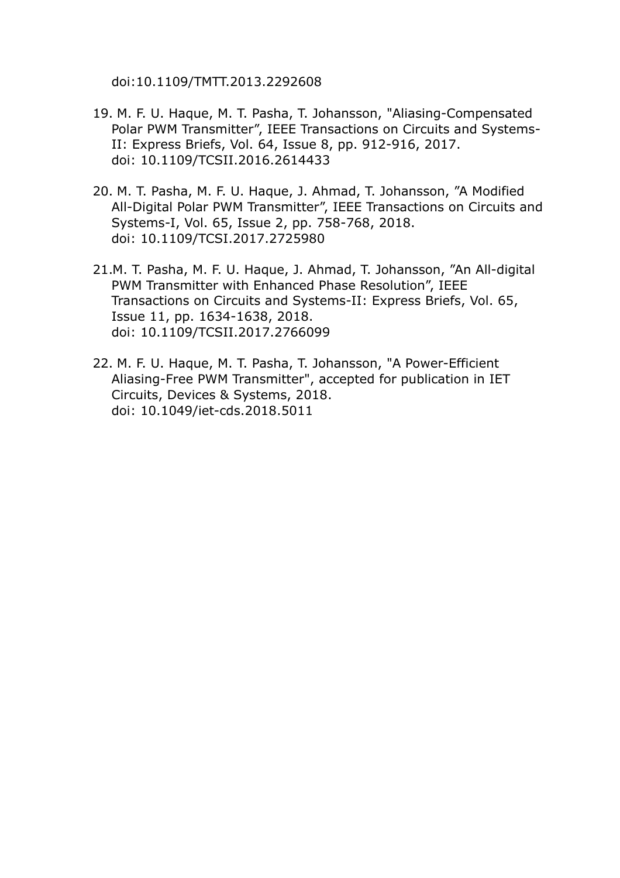doi:10.1109/TMTT.2013.2292608

19. M. F. U. Haque, M. T. Pasha, T. Johansson, "Aliasing-Compensated Polar PWM Transmitter", IEEE Transactions on Circuits and Systems-II: Express Briefs, Vol. 64, Issue 8, pp. 912-916, 2017. doi: 10.1109/TCSII.2016.2614433

20. M. T. Pasha, M. F. U. Haque, J. Ahmad, T. Johansson, "A Modified All-Digital Polar PWM Transmitter", IEEE Transactions on Circuits and Systems-I, Vol. 65, Issue 2, pp. 758-768, 2018. doi: 10.1109/TCSI.2017.2725980

21. M. T. Pasha, M. F. U. Haque, J. Ahmad, T. Johansson, "An All-digital PWM Transmitter with Enhanced Phase Resolution", IEEE Transactions on Circuits and Systems-II: Express Briefs, Vol. 65, Issue 11, pp. 1634-1638, 2018. doi: 10.1109/TCSII.2017.2766099

22. M. F. U. Haque, M. T. Pasha, T. Johansson, "A Power-Efficient Aliasing-Free PWM Transmitter", accepted for publication in IET Circuits, Devices & Systems, 2018. doi: 10.1049/iet-cds.2018.5011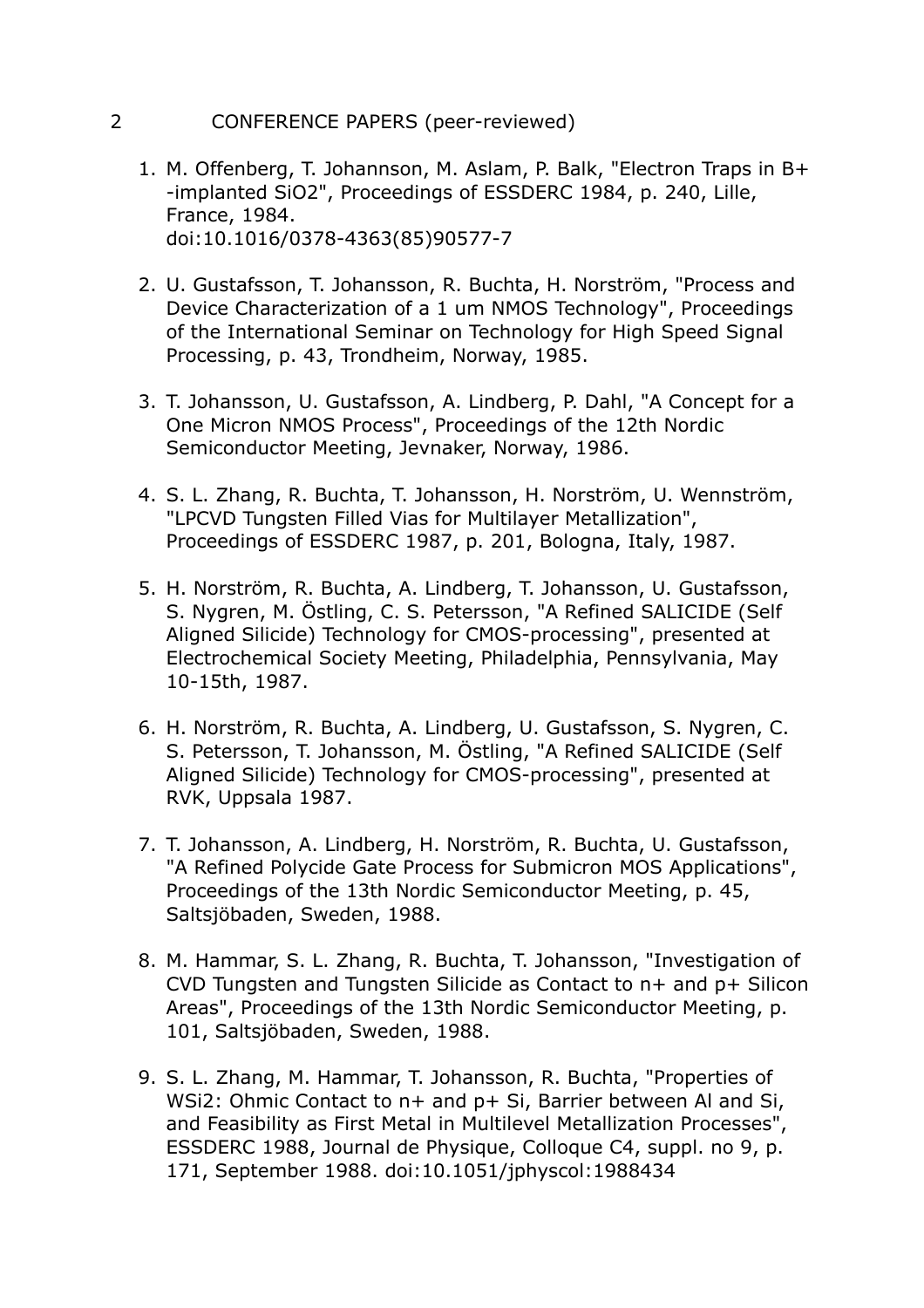## 2 CONFERENCE PAPERS (peer-reviewed)

1. M. Offenberg, T. Johannson, M. Aslam, P. Balk, "Electron Traps in B+ -implanted $SiO_2$", Proceedings of ESSDERC 1984, p. 240, Lille, France, 1984.
   doi:10.1016/0378-4363(85)90577-7

2. U. Gustafsson, T. Johansson, R. Buchta, H. Norström, "Process and Device Characterization of a 1 um NMOS Technology", Proceedings of the International Seminar on Technology for High Speed Signal Processing, p. 43, Trondheim, Norway, 1985.

3. T. Johansson, U. Gustafsson, A. Lindberg, P. Dahl, "A Concept for a One Micron NMOS Process", Proceedings of the 12th Nordic Semiconductor Meeting, Jevnaker, Norway, 1986.

4. S. L. Zhang, R. Buchta, T. Johansson, H. Norström, U. Wennström, "LPCVD Tungsten Filled Vias for Multilayer Metallization", Proceedings of ESSDERC 1987, p. 201, Bologna, Italy, 1987.

5. H. Norström, R. Buchta, A. Lindberg, T. Johansson, U. Gustafsson, S. Nygren, M. Östling, C. S. Petersson, "A Refined SALICIDE (Self Aligned Silicide) Technology for CMOS-processing", presented at Electrochemical Society Meeting, Philadelphia, Pennsylvania, May 10-15th, 1987.

6. H. Norström, R. Buchta, A. Lindberg, U. Gustafsson, S. Nygren, C. S. Petersson, T. Johansson, M. Östling, "A Refined SALICIDE (Self Aligned Silicide) Technology for CMOS-processing", presented at RVK, Uppsala 1987.

7. T. Johansson, A. Lindberg, H. Norström, R. Buchta, U. Gustafsson, "A Refined Polycide Gate Process for Submicron MOS Applications", Proceedings of the 13th Nordic Semiconductor Meeting, p. 45, Saltsjöbaden, Sweden, 1988.

8. M. Hammar, S. L. Zhang, R. Buchta, T. Johansson, "Investigation of CVD Tungsten and Tungsten Silicide as Contact to n+ and p+ Silicon Areas", Proceedings of the 13th Nordic Semiconductor Meeting, p. 101, Saltsjöbaden, Sweden, 1988.

9. S. L. Zhang, M. Hammar, T. Johansson, R. Buchta, "Properties of $WSi_2$: Ohmic Contact to n+ and p+ Si, Barrier between Al and Si, and Feasibility as First Metal in Multilevel Metallization Processes", ESSDERC 1988, Journal de Physique, Colloque C4, suppl. no 9, p. 171, September 1988. doi:10.1051/jphyscol:1988434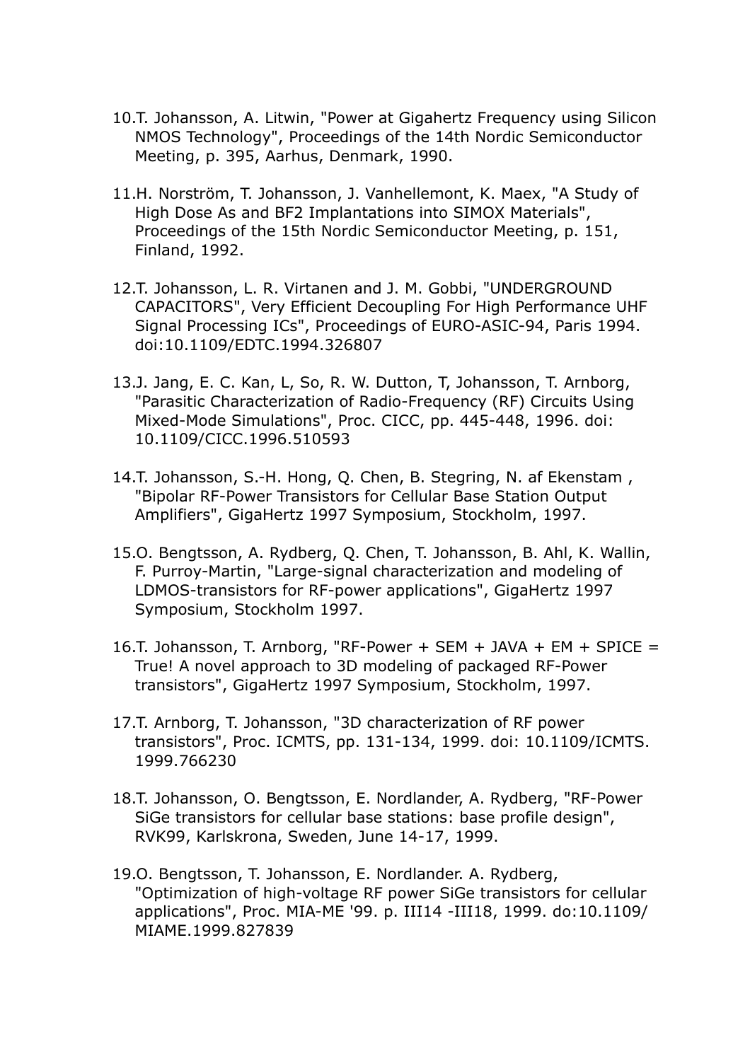10. T. Johansson, A. Litwin, "Power at Gigahertz Frequency using Silicon NMOS Technology", Proceedings of the 14th Nordic Semiconductor Meeting, p. 395, Aarhus, Denmark, 1990.

11. H. Norström, T. Johansson, J. Vanhellemont, K. Maex, "A Study of High Dose As and BF2 Implantations into SIMOX Materials", Proceedings of the 15th Nordic Semiconductor Meeting, p. 151, Finland, 1992.

12. T. Johansson, L. R. Virtanen and J. M. Gobbi, "UNDERGROUND CAPACITORS", Very Efficient Decoupling For High Performance UHF Signal Processing ICs", Proceedings of EURO-ASIC-94, Paris 1994. doi:10.1109/EDTC.1994.326807

13. J. Jang, E. C. Kan, L, So, R. W. Dutton, T, Johansson, T. Arnborg, "Parasitic Characterization of Radio-Frequency (RF) Circuits Using Mixed-Mode Simulations", Proc. CICC, pp. 445-448, 1996. doi: 10.1109/CICC.1996.510593

14. T. Johansson, S.-H. Hong, Q. Chen, B. Stegring, N. af Ekenstam , "Bipolar RF-Power Transistors for Cellular Base Station Output Amplifiers", GigaHertz 1997 Symposium, Stockholm, 1997.

15. O. Bengtsson, A. Rydberg, Q. Chen, T. Johansson, B. Ahl, K. Wallin, F. Purroy-Martin, "Large-signal characterization and modeling of LDMOS-transistors for RF-power applications", GigaHertz 1997 Symposium, Stockholm 1997.

16. T. Johansson, T. Arnborg, "RF-Power + SEM + JAVA + EM + SPICE = True! A novel approach to 3D modeling of packaged RF-Power transistors", GigaHertz 1997 Symposium, Stockholm, 1997.

17. T. Arnborg, T. Johansson, "3D characterization of RF power transistors", Proc. ICMTS, pp. 131-134, 1999. doi: 10.1109/ICMTS.1999.766230

18. T. Johansson, O. Bengtsson, E. Nordlander, A. Rydberg, "RF-Power SiGe transistors for cellular base stations: base profile design", RVK99, Karlskrona, Sweden, June 14-17, 1999.

19. O. Bengtsson, T. Johansson, E. Nordlander. A. Rydberg, "Optimization of high-voltage RF power SiGe transistors for cellular applications", Proc. MIA-ME '99. p. III14 -III18, 1999. do:10.1109/MIAME.1999.827839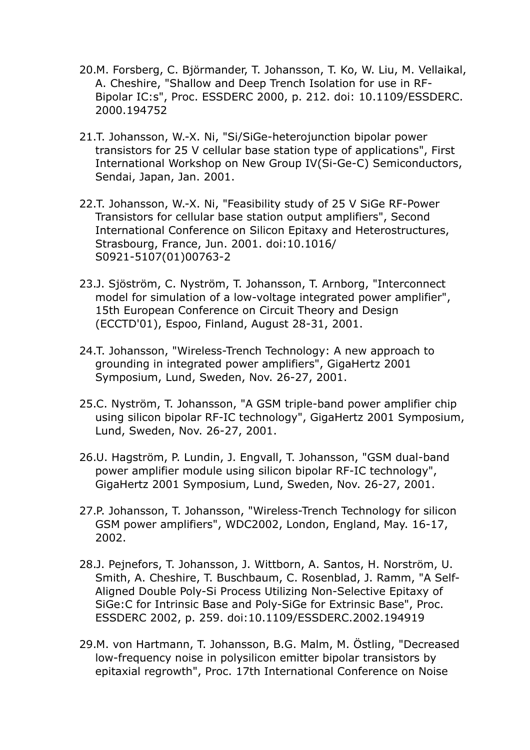20. M. Forsberg, C. Björmander, T. Johansson, T. Ko, W. Liu, M. Vellaikal, A. Cheshire, "Shallow and Deep Trench Isolation for use in RF-Bipolar IC:s", Proc. ESSDERC 2000, p. 212. doi: 10.1109/ESSDERC.2000.194752

21. T. Johansson, W.-X. Ni, "Si/SiGe-heterojunction bipolar power transistors for 25 V cellular base station type of applications", First International Workshop on New Group IV(Si-Ge-C) Semiconductors, Sendai, Japan, Jan. 2001.

22. T. Johansson, W.-X. Ni, "Feasibility study of 25 V SiGe RF-Power Transistors for cellular base station output amplifiers", Second International Conference on Silicon Epitaxy and Heterostructures, Strasbourg, France, Jun. 2001. doi:10.1016/S0921-5107(01)00763-2

23. J. Sjöström, C. Nyström, T. Johansson, T. Arnborg, "Interconnect model for simulation of a low-voltage integrated power amplifier", 15th European Conference on Circuit Theory and Design (ECCTD'01), Espoo, Finland, August 28-31, 2001.

24. T. Johansson, "Wireless-Trench Technology: A new approach to grounding in integrated power amplifiers", GigaHertz 2001 Symposium, Lund, Sweden, Nov. 26-27, 2001.

25. C. Nyström, T. Johansson, "A GSM triple-band power amplifier chip using silicon bipolar RF-IC technology", GigaHertz 2001 Symposium, Lund, Sweden, Nov. 26-27, 2001.

26. U. Hagström, P. Lundin, J. Engvall, T. Johansson, "GSM dual-band power amplifier module using silicon bipolar RF-IC technology", GigaHertz 2001 Symposium, Lund, Sweden, Nov. 26-27, 2001.

27. P. Johansson, T. Johansson, "Wireless-Trench Technology for silicon GSM power amplifiers", WDC2002, London, England, May. 16-17, 2002.

28. J. Pejnefors, T. Johansson, J. Wittborn, A. Santos, H. Norström, U. Smith, A. Cheshire, T. Buschbaum, C. Rosenblad, J. Ramm, "A Self-Aligned Double Poly-Si Process Utilizing Non-Selective Epitaxy of SiGe:C for Intrinsic Base and Poly-SiGe for Extrinsic Base", Proc. ESSDERC 2002, p. 259. doi:10.1109/ESSDERC.2002.194919

29. M. von Hartmann, T. Johansson, B.G. Malm, M. Östling, "Decreased low-frequency noise in polysilicon emitter bipolar transistors by epitaxial regrowth", Proc. 17th International Conference on Noise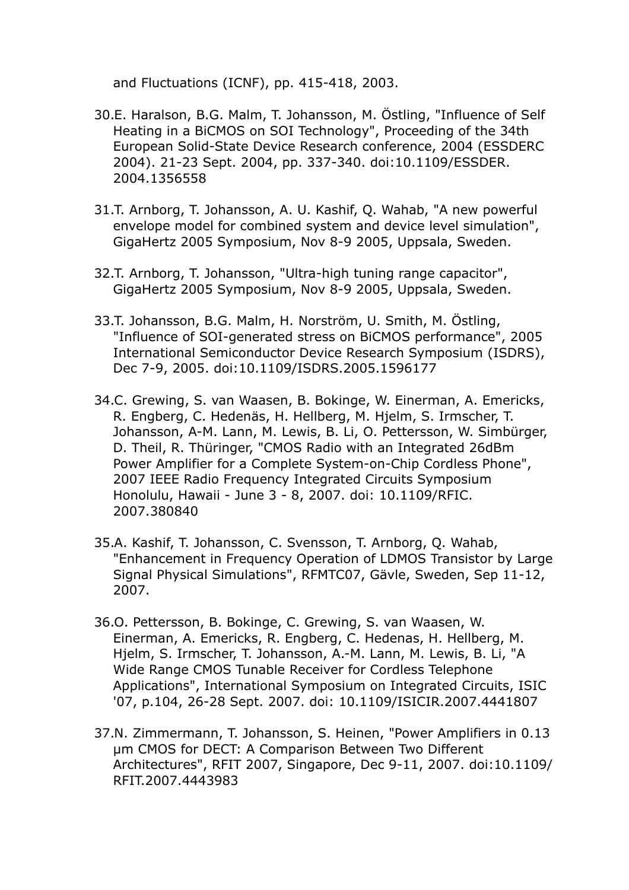and Fluctuations (ICNF), pp. 415-418, 2003.

30. E. Haralson, B.G. Malm, T. Johansson, M. Östling, "Influence of Self Heating in a BiCMOS on SOI Technology", Proceeding of the 34th European Solid-State Device Research conference, 2004 (ESSDERC 2004). 21-23 Sept. 2004, pp. 337-340. doi:10.1109/ESSDER.2004.1356558

31. T. Arnborg, T. Johansson, A. U. Kashif, Q. Wahab, "A new powerful envelope model for combined system and device level simulation", GigaHertz 2005 Symposium, Nov 8-9 2005, Uppsala, Sweden.

32. T. Arnborg, T. Johansson, "Ultra-high tuning range capacitor", GigaHertz 2005 Symposium, Nov 8-9 2005, Uppsala, Sweden.

33. T. Johansson, B.G. Malm, H. Norström, U. Smith, M. Östling, "Influence of SOI-generated stress on BiCMOS performance", 2005 International Semiconductor Device Research Symposium (ISDRS), Dec 7-9, 2005. doi:10.1109/ISDRS.2005.1596177

34. C. Grewing, S. van Waasen, B. Bokinge, W. Einerman, A. Emericks, R. Engberg, C. Hedenäs, H. Hellberg, M. Hjelm, S. Irmscher, T. Johansson, A-M. Lann, M. Lewis, B. Li, O. Pettersson, W. Simbürger, D. Theil, R. Thüringer, "CMOS Radio with an Integrated 26dBm Power Amplifier for a Complete System-on-Chip Cordless Phone", 2007 IEEE Radio Frequency Integrated Circuits Symposium Honolulu, Hawaii - June 3 - 8, 2007. doi: 10.1109/RFIC.2007.380840

35. A. Kashif, T. Johansson, C. Svensson, T. Arnborg, Q. Wahab, "Enhancement in Frequency Operation of LDMOS Transistor by Large Signal Physical Simulations", RFMTC07, Gävle, Sweden, Sep 11-12, 2007.

36. O. Pettersson, B. Bokinge, C. Grewing, S. van Waasen, W. Einerman, A. Emericks, R. Engberg, C. Hedenas, H. Hellberg, M. Hjelm, S. Irmscher, T. Johansson, A.-M. Lann, M. Lewis, B. Li, "A Wide Range CMOS Tunable Receiver for Cordless Telephone Applications", International Symposium on Integrated Circuits, ISIC '07, p.104, 26-28 Sept. 2007. doi: 10.1109/ISICIR.2007.4441807

37. N. Zimmermann, T. Johansson, S. Heinen, "Power Amplifiers in 0.13 µm CMOS for DECT: A Comparison Between Two Different Architectures", RFIT 2007, Singapore, Dec 9-11, 2007. doi:10.1109/RFIT.2007.4443983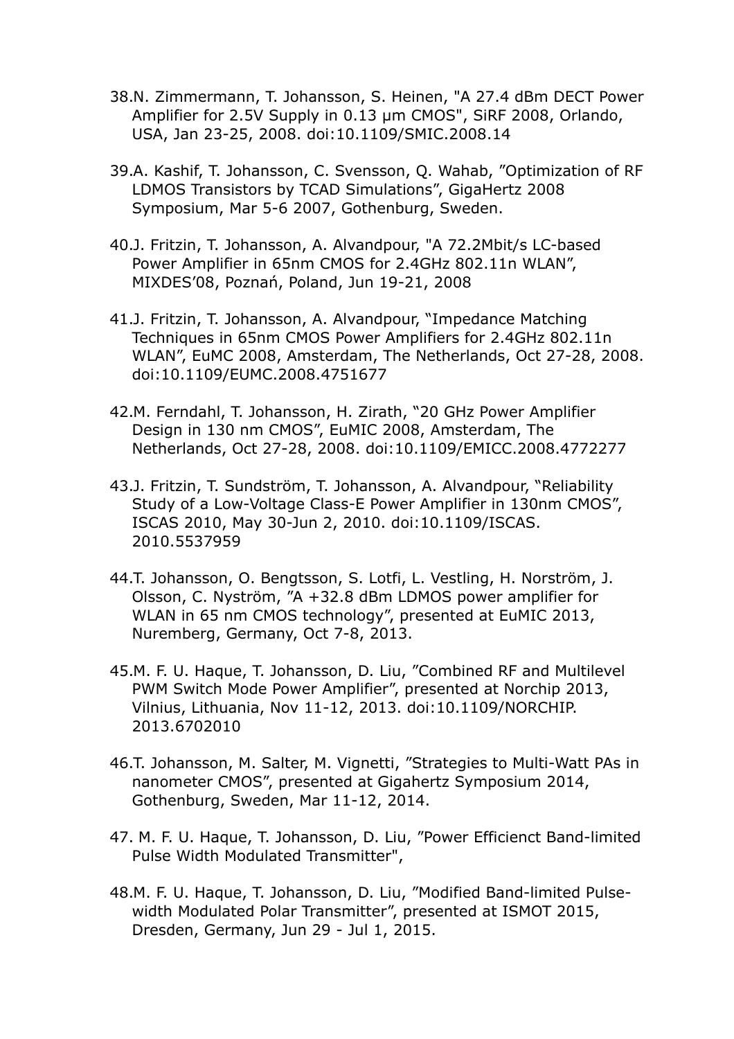38. N. Zimmermann, T. Johansson, S. Heinen, "A 27.4 dBm DECT Power Amplifier for 2.5V Supply in 0.13 µm CMOS", SiRF 2008, Orlando, USA, Jan 23-25, 2008. doi:10.1109/SMIC.2008.14

39. A. Kashif, T. Johansson, C. Svensson, Q. Wahab, ”Optimization of RF LDMOS Transistors by TCAD Simulations”, GigaHertz 2008 Symposium, Mar 5-6 2007, Gothenburg, Sweden.

40. J. Fritzin, T. Johansson, A. Alvandpour, "A 72.2Mbit/s LC-based Power Amplifier in 65nm CMOS for 2.4GHz 802.11n WLAN”, MIXDES’08, Poznań, Poland, Jun 19-21, 2008

41. J. Fritzin, T. Johansson, A. Alvandpour, “Impedance Matching Techniques in 65nm CMOS Power Amplifiers for 2.4GHz 802.11n WLAN”, EuMC 2008, Amsterdam, The Netherlands, Oct 27-28, 2008. doi:10.1109/EUMC.2008.4751677

42. M. Ferndahl, T. Johansson, H. Zirath, “20 GHz Power Amplifier Design in 130 nm CMOS”, EuMIC 2008, Amsterdam, The Netherlands, Oct 27-28, 2008. doi:10.1109/EMICC.2008.4772277

43. J. Fritzin, T. Sundström, T. Johansson, A. Alvandpour, “Reliability Study of a Low-Voltage Class-E Power Amplifier in 130nm CMOS”, ISCAS 2010, May 30-Jun 2, 2010. doi:10.1109/ISCAS. 2010.5537959

44. T. Johansson, O. Bengtsson, S. Lotfi, L. Vestling, H. Norström, J. Olsson, C. Nyström, ”A +32.8 dBm LDMOS power amplifier for WLAN in 65 nm CMOS technology”, presented at EuMIC 2013, Nuremberg, Germany, Oct 7-8, 2013.

45. M. F. U. Haque, T. Johansson, D. Liu, ”Combined RF and Multilevel PWM Switch Mode Power Amplifier”, presented at Norchip 2013, Vilnius, Lithuania, Nov 11-12, 2013. doi:10.1109/NORCHIP. 2013.6702010

46. T. Johansson, M. Salter, M. Vignetti, ”Strategies to Multi-Watt PAs in nanometer CMOS”, presented at Gigahertz Symposium 2014, Gothenburg, Sweden, Mar 11-12, 2014.

47. M. F. U. Haque, T. Johansson, D. Liu, ”Power Efficienct Band-limited Pulse Width Modulated Transmitter",

48. M. F. U. Haque, T. Johansson, D. Liu, ”Modified Band-limited Pulse-width Modulated Polar Transmitter”, presented at ISMOT 2015, Dresden, Germany, Jun 29 - Jul 1, 2015.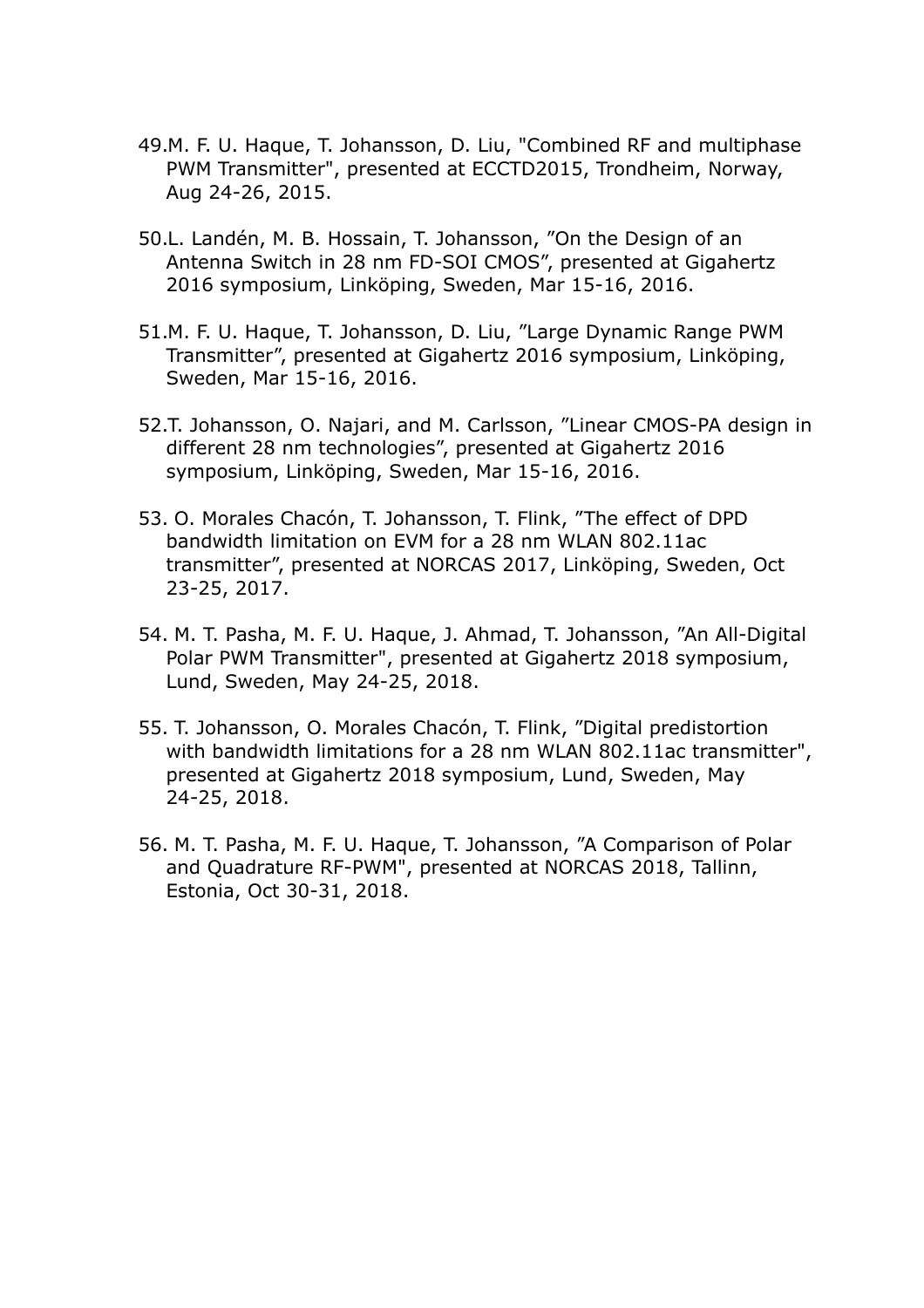49. M. F. U. Haque, T. Johansson, D. Liu, "Combined RF and multiphase PWM Transmitter", presented at ECCTD2015, Trondheim, Norway, Aug 24-26, 2015.

50. L. Landén, M. B. Hossain, T. Johansson, ”On the Design of an Antenna Switch in 28 nm FD-SOI CMOS”, presented at Gigahertz 2016 symposium, Linköping, Sweden, Mar 15-16, 2016.

51. M. F. U. Haque, T. Johansson, D. Liu, ”Large Dynamic Range PWM Transmitter”, presented at Gigahertz 2016 symposium, Linköping, Sweden, Mar 15-16, 2016.

52. T. Johansson, O. Najari, and M. Carlsson, ”Linear CMOS-PA design in different 28 nm technologies”, presented at Gigahertz 2016 symposium, Linköping, Sweden, Mar 15-16, 2016.

53. O. Morales Chacón, T. Johansson, T. Flink, ”The effect of DPD bandwidth limitation on EVM for a 28 nm WLAN 802.11ac transmitter”, presented at NORCAS 2017, Linköping, Sweden, Oct 23-25, 2017.

54. M. T. Pasha, M. F. U. Haque, J. Ahmad, T. Johansson, ”An All-Digital Polar PWM Transmitter", presented at Gigahertz 2018 symposium, Lund, Sweden, May 24-25, 2018.

55. T. Johansson, O. Morales Chacón, T. Flink, ”Digital predistortion with bandwidth limitations for a 28 nm WLAN 802.11ac transmitter", presented at Gigahertz 2018 symposium, Lund, Sweden, May 24-25, 2018.

56. M. T. Pasha, M. F. U. Haque, T. Johansson, ”A Comparison of Polar and Quadrature RF-PWM", presented at NORCAS 2018, Tallinn, Estonia, Oct 30-31, 2018.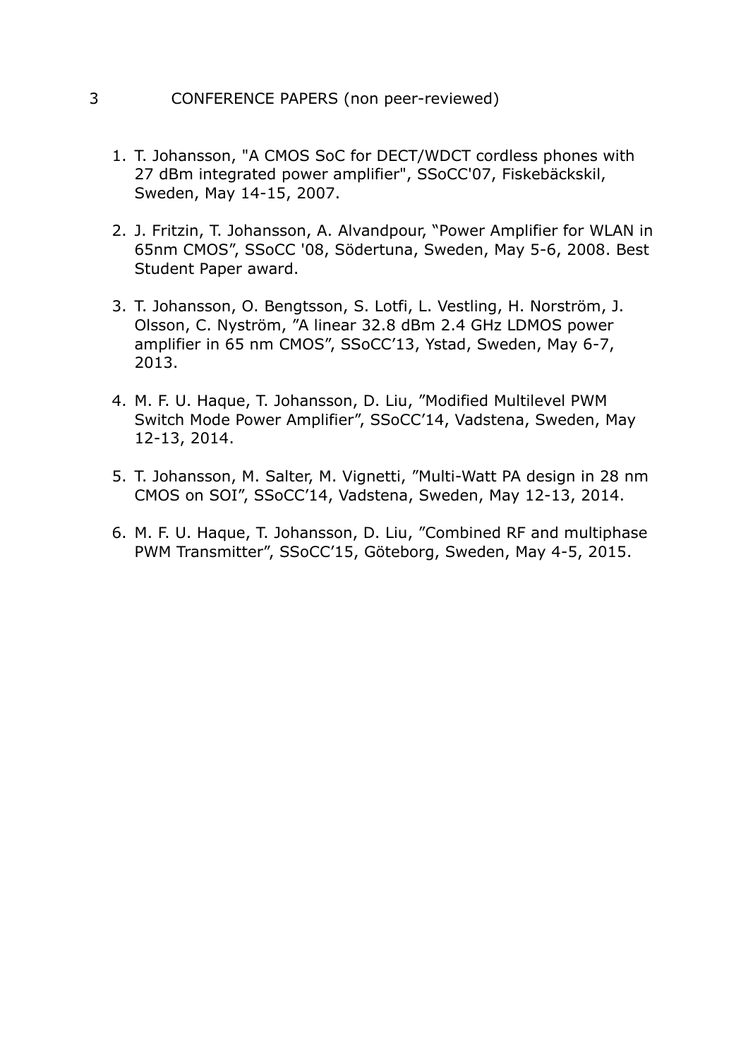# 3 CONFERENCE PAPERS (non peer-reviewed)

1. T. Johansson, "A CMOS SoC for DECT/WDCT cordless phones with 27 dBm integrated power amplifier", SSoCC'07, Fiskebäckskil, Sweden, May 14-15, 2007.

2. J. Fritzin, T. Johansson, A. Alvandpour, "Power Amplifier for WLAN in 65nm CMOS", SSoCC '08, Södertuna, Sweden, May 5-6, 2008. Best Student Paper award.

3. T. Johansson, O. Bengtsson, S. Lotfi, L. Vestling, H. Norström, J. Olsson, C. Nyström, "A linear 32.8 dBm 2.4 GHz LDMOS power amplifier in 65 nm CMOS", SSoCC'13, Ystad, Sweden, May 6-7, 2013.

4. M. F. U. Haque, T. Johansson, D. Liu, "Modified Multilevel PWM Switch Mode Power Amplifier", SSoCC'14, Vadstena, Sweden, May 12-13, 2014.

5. T. Johansson, M. Salter, M. Vignetti, "Multi-Watt PA design in 28 nm CMOS on SOI", SSoCC'14, Vadstena, Sweden, May 12-13, 2014.

6. M. F. U. Haque, T. Johansson, D. Liu, "Combined RF and multiphase PWM Transmitter", SSoCC'15, Göteborg, Sweden, May 4-5, 2015.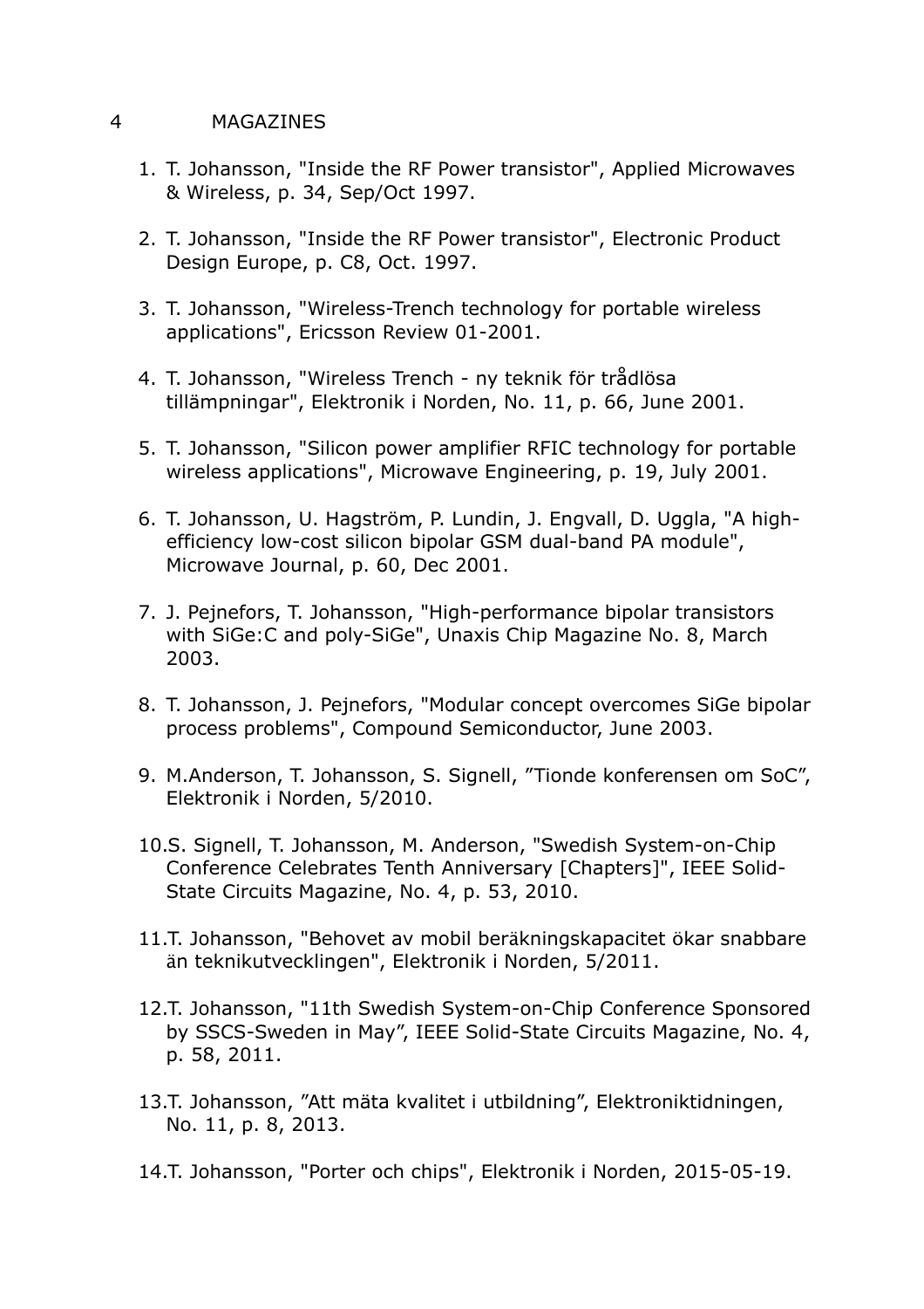## 4 MAGAZINES

1. T. Johansson, "Inside the RF Power transistor", Applied Microwaves & Wireless, p. 34, Sep/Oct 1997.
2. T. Johansson, "Inside the RF Power transistor", Electronic Product Design Europe, p. C8, Oct. 1997.
3. T. Johansson, "Wireless-Trench technology for portable wireless applications", Ericsson Review 01-2001.
4. T. Johansson, "Wireless Trench - ny teknik för trådlösa tillämpningar", Elektronik i Norden, No. 11, p. 66, June 2001.
5. T. Johansson, "Silicon power amplifier RFIC technology for portable wireless applications", Microwave Engineering, p. 19, July 2001.
6. T. Johansson, U. Hagström, P. Lundin, J. Engvall, D. Uggla, "A high-efficiency low-cost silicon bipolar GSM dual-band PA module", Microwave Journal, p. 60, Dec 2001.
7. J. Pejnefors, T. Johansson, "High-performance bipolar transistors with SiGe:C and poly-SiGe", Unaxis Chip Magazine No. 8, March 2003.
8. T. Johansson, J. Pejnefors, "Modular concept overcomes SiGe bipolar process problems", Compound Semiconductor, June 2003.
9. M.Anderson, T. Johansson, S. Signell, ”Tionde konferensen om SoC”, Elektronik i Norden, 5/2010.
10. S. Signell, T. Johansson, M. Anderson, "Swedish System-on-Chip Conference Celebrates Tenth Anniversary [Chapters]", IEEE Solid-State Circuits Magazine, No. 4, p. 53, 2010.
11. T. Johansson, "Behovet av mobil beräkningskapacitet ökar snabbare än teknikutvecklingen", Elektronik i Norden, 5/2011.
12. T. Johansson, "11th Swedish System-on-Chip Conference Sponsored by SSCS-Sweden in May”, IEEE Solid-State Circuits Magazine, No. 4, p. 58, 2011.
13. T. Johansson, ”Att mäta kvalitet i utbildning”, Elektroniktidningen, No. 11, p. 8, 2013.
14. T. Johansson, "Porter och chips", Elektronik i Norden, 2015-05-19.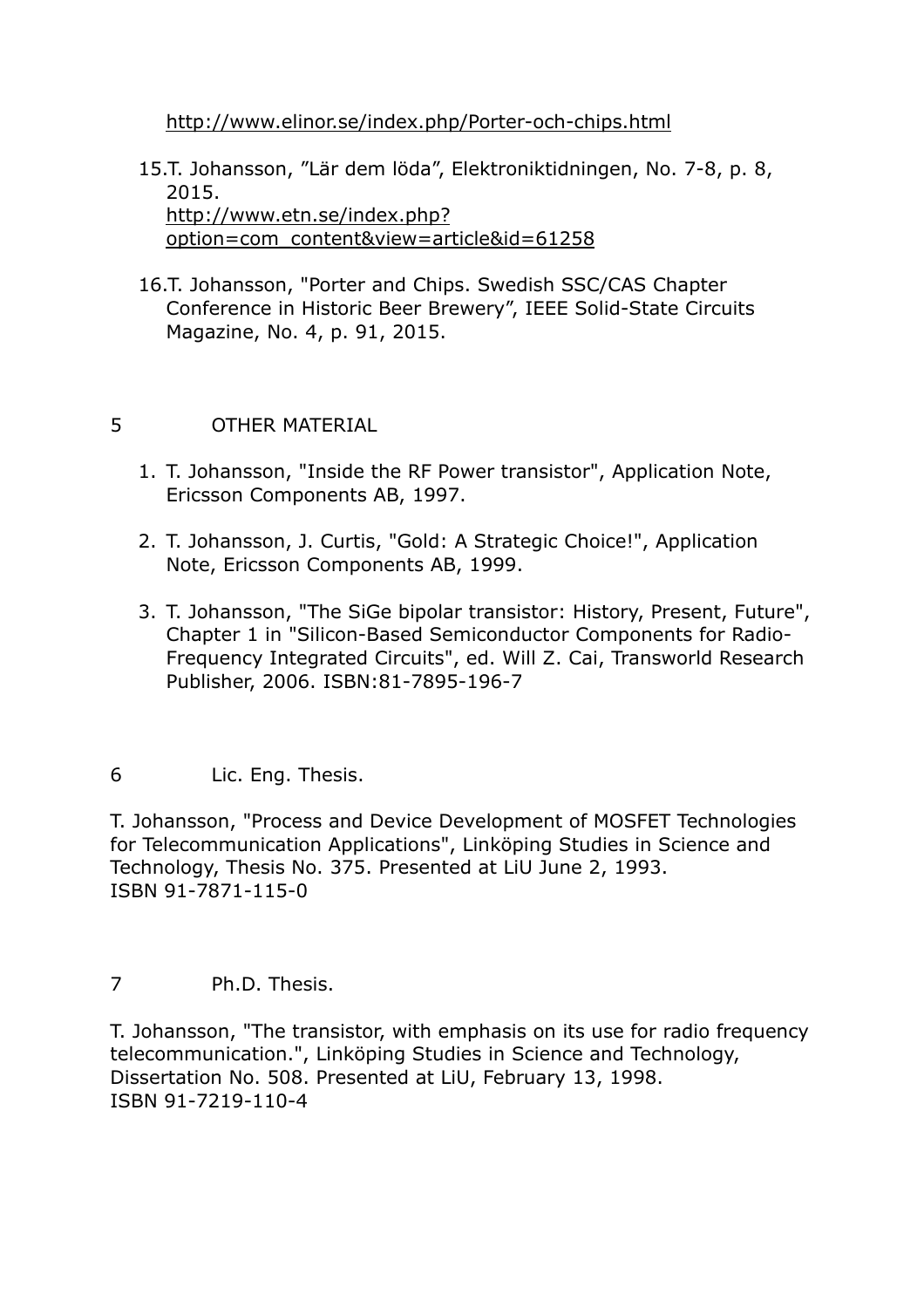http://www.elinor.se/index.php/Porter-och-chips.html

15. T. Johansson, ”Lär dem löda”, Elektroniktidningen, No. 7-8, p. 8, 2015. http://www.etn.se/index.php?option=com_content&view=article&id=61258

16. T. Johansson, "Porter and Chips. Swedish SSC/CAS Chapter Conference in Historic Beer Brewery”, IEEE Solid-State Circuits Magazine, No. 4, p. 91, 2015.

## 5 OTHER MATERIAL

1. T. Johansson, "Inside the RF Power transistor", Application Note, Ericsson Components AB, 1997.

2. T. Johansson, J. Curtis, "Gold: A Strategic Choice!", Application Note, Ericsson Components AB, 1999.

3. T. Johansson, "The SiGe bipolar transistor: History, Present, Future", Chapter 1 in "Silicon-Based Semiconductor Components for Radio-Frequency Integrated Circuits", ed. Will Z. Cai, Transworld Research Publisher, 2006. ISBN:81-7895-196-7

## 6 Lic. Eng. Thesis.

T. Johansson, "Process and Device Development of MOSFET Technologies for Telecommunication Applications", Linköping Studies in Science and Technology, Thesis No. 375. Presented at LiU June 2, 1993.
ISBN 91-7871-115-0

## 7 Ph.D. Thesis.

T. Johansson, "The transistor, with emphasis on its use for radio frequency telecommunication.", Linköping Studies in Science and Technology, Dissertation No. 508. Presented at LiU, February 13, 1998.
ISBN 91-7219-110-4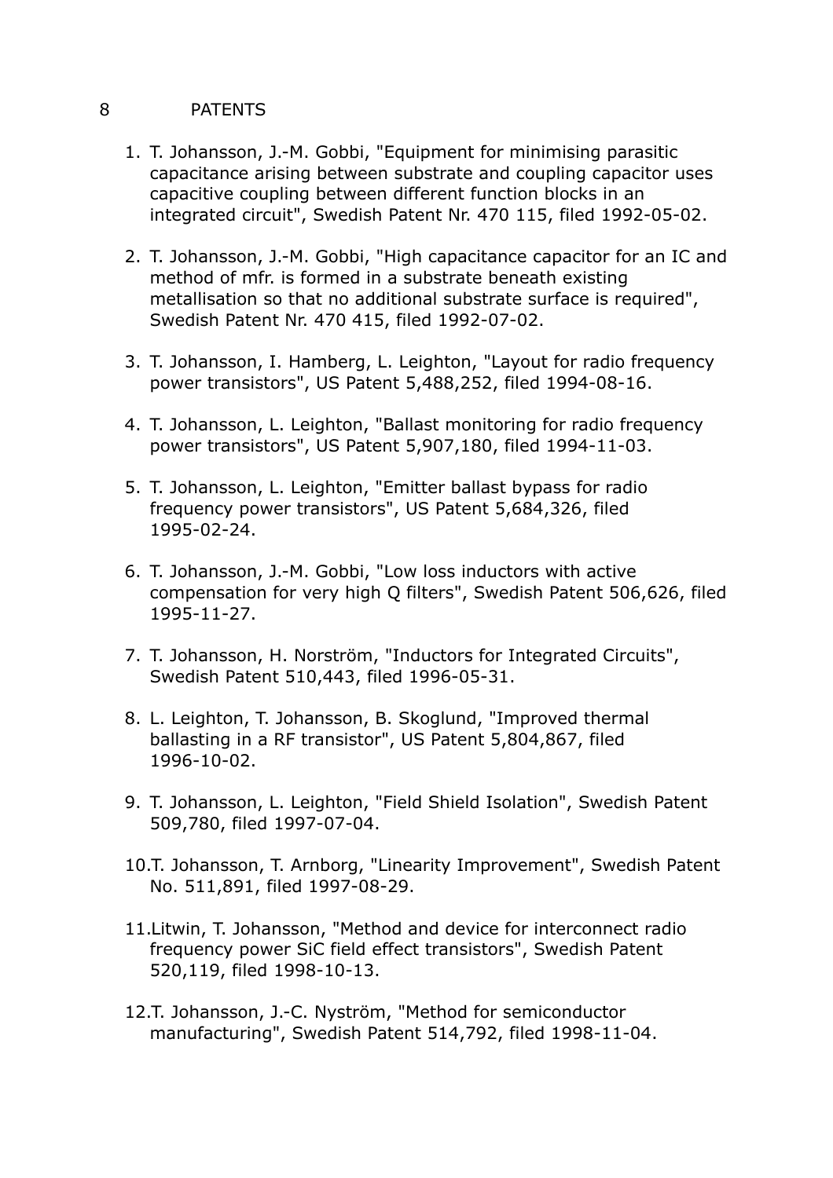# 8 PATENTS

1. T. Johansson, J.-M. Gobbi, "Equipment for minimising parasitic capacitance arising between substrate and coupling capacitor uses capacitive coupling between different function blocks in an integrated circuit", Swedish Patent Nr. 470 115, filed 1992-05-02.

2. T. Johansson, J.-M. Gobbi, "High capacitance capacitor for an IC and method of mfr. is formed in a substrate beneath existing metallisation so that no additional substrate surface is required", Swedish Patent Nr. 470 415, filed 1992-07-02.

3. T. Johansson, I. Hamberg, L. Leighton, "Layout for radio frequency power transistors", US Patent 5,488,252, filed 1994-08-16.

4. T. Johansson, L. Leighton, "Ballast monitoring for radio frequency power transistors", US Patent 5,907,180, filed 1994-11-03.

5. T. Johansson, L. Leighton, "Emitter ballast bypass for radio frequency power transistors", US Patent 5,684,326, filed 1995-02-24.

6. T. Johansson, J.-M. Gobbi, "Low loss inductors with active compensation for very high Q filters", Swedish Patent 506,626, filed 1995-11-27.

7. T. Johansson, H. Norström, "Inductors for Integrated Circuits", Swedish Patent 510,443, filed 1996-05-31.

8. L. Leighton, T. Johansson, B. Skoglund, "Improved thermal ballasting in a RF transistor", US Patent 5,804,867, filed 1996-10-02.

9. T. Johansson, L. Leighton, "Field Shield Isolation", Swedish Patent 509,780, filed 1997-07-04.

10. T. Johansson, T. Arnborg, "Linearity Improvement", Swedish Patent No. 511,891, filed 1997-08-29.

11. Litwin, T. Johansson, "Method and device for interconnect radio frequency power SiC field effect transistors", Swedish Patent 520,119, filed 1998-10-13.

12. T. Johansson, J.-C. Nyström, "Method for semiconductor manufacturing", Swedish Patent 514,792, filed 1998-11-04.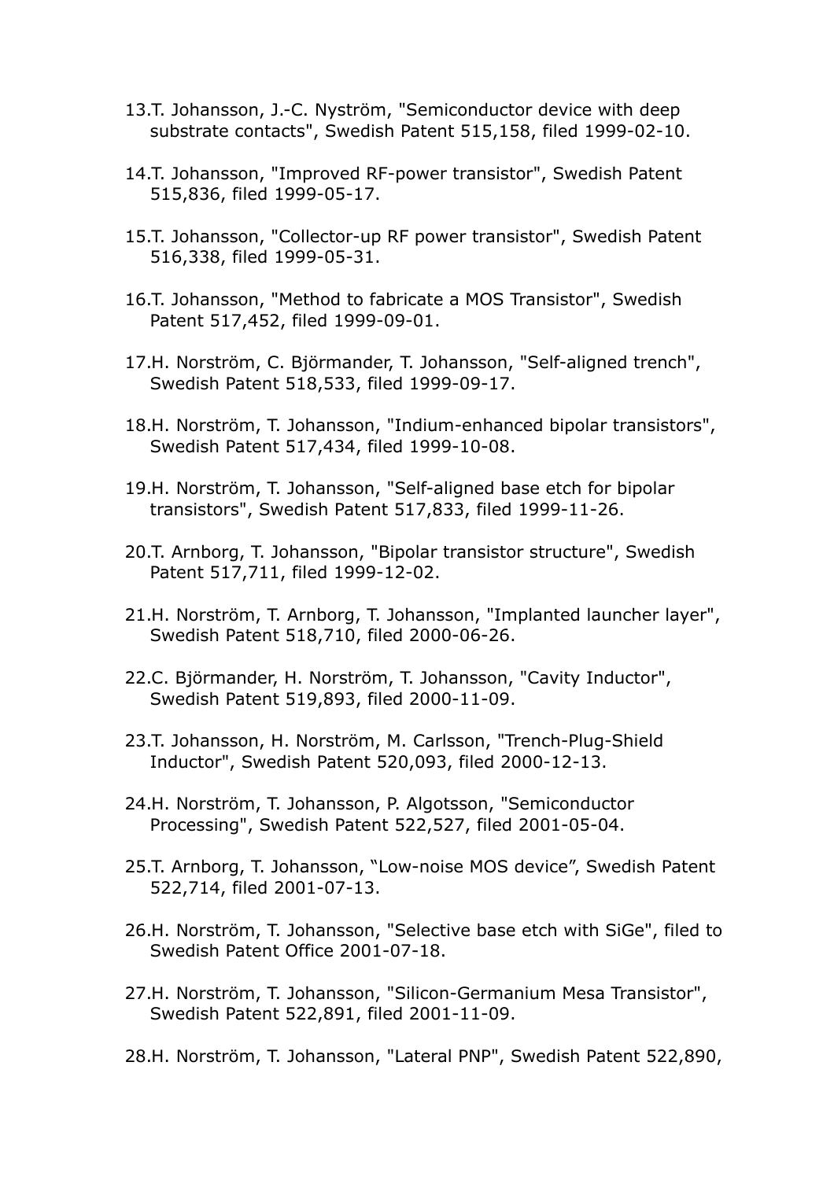13. T. Johansson, J.-C. Nyström, "Semiconductor device with deep substrate contacts", Swedish Patent 515,158, filed 1999-02-10.
14. T. Johansson, "Improved RF-power transistor", Swedish Patent 515,836, filed 1999-05-17.
15. T. Johansson, "Collector-up RF power transistor", Swedish Patent 516,338, filed 1999-05-31.
16. T. Johansson, "Method to fabricate a MOS Transistor", Swedish Patent 517,452, filed 1999-09-01.
17. H. Norström, C. Björmander, T. Johansson, "Self-aligned trench", Swedish Patent 518,533, filed 1999-09-17.
18. H. Norström, T. Johansson, "Indium-enhanced bipolar transistors", Swedish Patent 517,434, filed 1999-10-08.
19. H. Norström, T. Johansson, "Self-aligned base etch for bipolar transistors", Swedish Patent 517,833, filed 1999-11-26.
20. T. Arnborg, T. Johansson, "Bipolar transistor structure", Swedish Patent 517,711, filed 1999-12-02.
21. H. Norström, T. Arnborg, T. Johansson, "Implanted launcher layer", Swedish Patent 518,710, filed 2000-06-26.
22. C. Björmander, H. Norström, T. Johansson, "Cavity Inductor", Swedish Patent 519,893, filed 2000-11-09.
23. T. Johansson, H. Norström, M. Carlsson, "Trench-Plug-Shield Inductor", Swedish Patent 520,093, filed 2000-12-13.
24. H. Norström, T. Johansson, P. Algotsson, "Semiconductor Processing", Swedish Patent 522,527, filed 2001-05-04.
25. T. Arnborg, T. Johansson, "Low-noise MOS device", Swedish Patent 522,714, filed 2001-07-13.
26. H. Norström, T. Johansson, "Selective base etch with SiGe", filed to Swedish Patent Office 2001-07-18.
27. H. Norström, T. Johansson, "Silicon-Germanium Mesa Transistor", Swedish Patent 522,891, filed 2001-11-09.
28. H. Norström, T. Johansson, "Lateral PNP", Swedish Patent 522,890,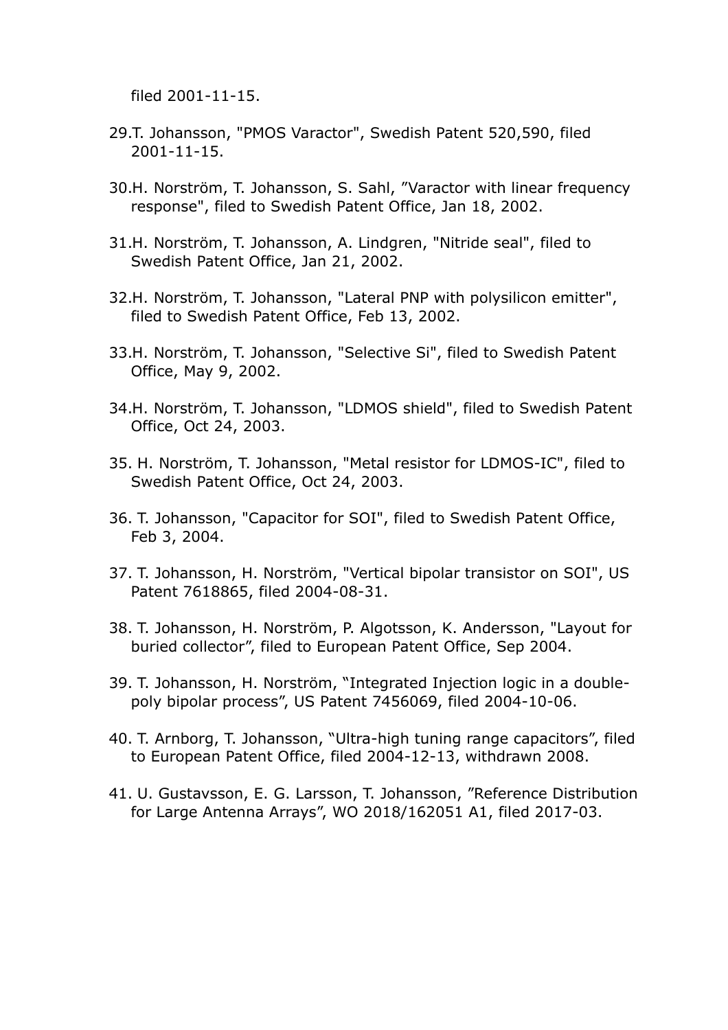filed 2001-11-15.

29. T. Johansson, "PMOS Varactor", Swedish Patent 520,590, filed 2001-11-15.

30. H. Norström, T. Johansson, S. Sahl, ”Varactor with linear frequency response", filed to Swedish Patent Office, Jan 18, 2002.

31. H. Norström, T. Johansson, A. Lindgren, "Nitride seal", filed to Swedish Patent Office, Jan 21, 2002.

32. H. Norström, T. Johansson, "Lateral PNP with polysilicon emitter", filed to Swedish Patent Office, Feb 13, 2002.

33. H. Norström, T. Johansson, "Selective Si", filed to Swedish Patent Office, May 9, 2002.

34. H. Norström, T. Johansson, "LDMOS shield", filed to Swedish Patent Office, Oct 24, 2003.

35. H. Norström, T. Johansson, "Metal resistor for LDMOS-IC", filed to Swedish Patent Office, Oct 24, 2003.

36. T. Johansson, "Capacitor for SOI", filed to Swedish Patent Office, Feb 3, 2004.

37. T. Johansson, H. Norström, "Vertical bipolar transistor on SOI", US Patent 7618865, filed 2004-08-31.

38. T. Johansson, H. Norström, P. Algotsson, K. Andersson, "Layout for buried collector”, filed to European Patent Office, Sep 2004.

39. T. Johansson, H. Norström, “Integrated Injection logic in a double-poly bipolar process”, US Patent 7456069, filed 2004-10-06.

40. T. Arnborg, T. Johansson, “Ultra-high tuning range capacitors”, filed to European Patent Office, filed 2004-12-13, withdrawn 2008.

41. U. Gustavsson, E. G. Larsson, T. Johansson, ”Reference Distribution for Large Antenna Arrays”, WO 2018/162051 A1, filed 2017-03.